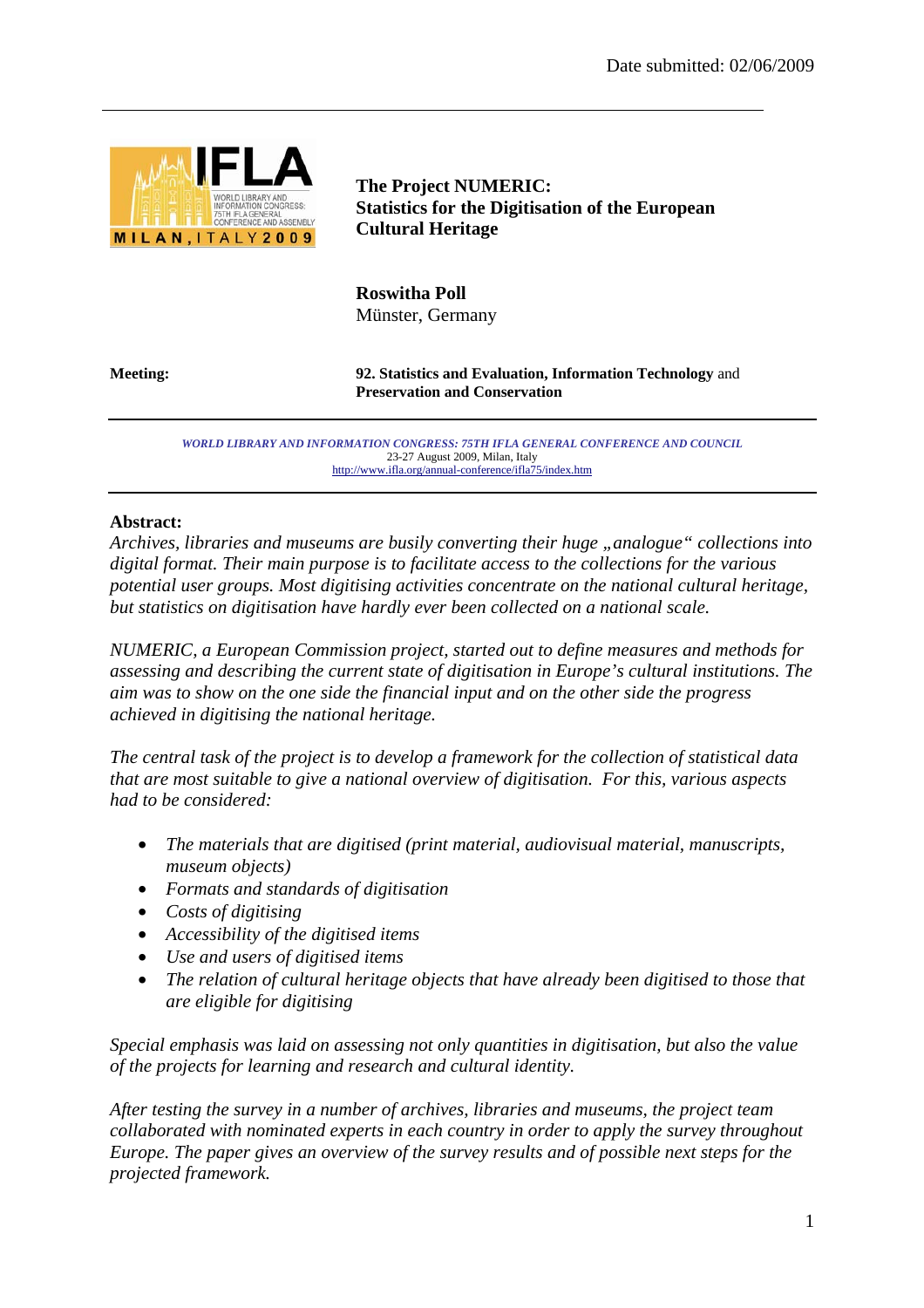Date submitted: 02/06/2009

# The Project NUMERIC: Statistics for the Digitisation of the European Cultural Heritage

**Roswitha Poll**
Münster, Germany

**Meeting:** **92. Statistics and Evaluation, Information Technology** and **Preservation and Conservation**

*WORLD LIBRARY AND INFORMATION CONGRESS: 75TH IFLA GENERAL CONFERENCE AND COUNCIL*
23-27 August 2009, Milan, Italy
http://www.ifla.org/annual-conference/ifla75/index.htm

**Abstract:**

*Archives, libraries and museums are busily converting their huge „analogue" collections into digital format. Their main purpose is to facilitate access to the collections for the various potential user groups. Most digitising activities concentrate on the national cultural heritage, but statistics on digitisation have hardly ever been collected on a national scale.*

*NUMERIC, a European Commission project, started out to define measures and methods for assessing and describing the current state of digitisation in Europe's cultural institutions. The aim was to show on the one side the financial input and on the other side the progress achieved in digitising the national heritage.*

*The central task of the project is to develop a framework for the collection of statistical data that are most suitable to give a national overview of digitisation. For this, various aspects had to be considered:*

- *The materials that are digitised (print material, audiovisual material, manuscripts, museum objects)*
- *Formats and standards of digitisation*
- *Costs of digitising*
- *Accessibility of the digitised items*
- *Use and users of digitised items*
- *The relation of cultural heritage objects that have already been digitised to those that are eligible for digitising*

*Special emphasis was laid on assessing not only quantities in digitisation, but also the value of the projects for learning and research and cultural identity.*

*After testing the survey in a number of archives, libraries and museums, the project team collaborated with nominated experts in each country in order to apply the survey throughout Europe. The paper gives an overview of the survey results and of possible next steps for the projected framework.*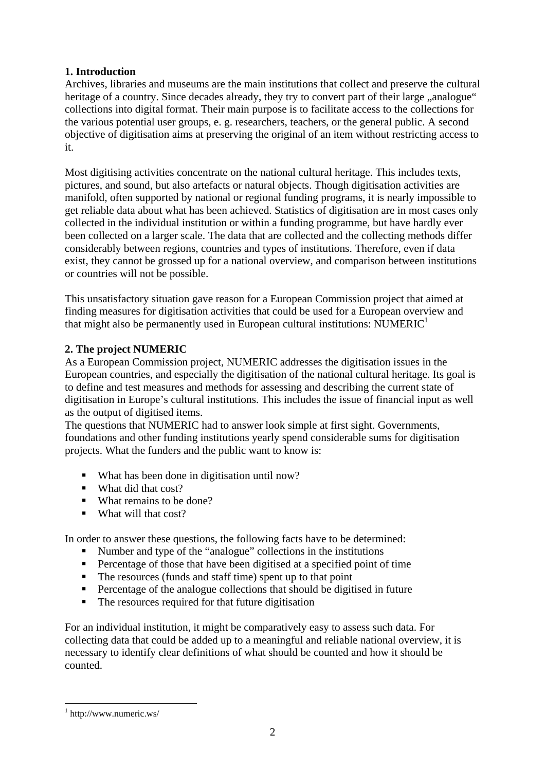## 1. Introduction

Archives, libraries and museums are the main institutions that collect and preserve the cultural heritage of a country. Since decades already, they try to convert part of their large „analogue" collections into digital format. Their main purpose is to facilitate access to the collections for the various potential user groups, e. g. researchers, teachers, or the general public. A second objective of digitisation aims at preserving the original of an item without restricting access to it.

Most digitising activities concentrate on the national cultural heritage. This includes texts, pictures, and sound, but also artefacts or natural objects. Though digitisation activities are manifold, often supported by national or regional funding programs, it is nearly impossible to get reliable data about what has been achieved. Statistics of digitisation are in most cases only collected in the individual institution or within a funding programme, but have hardly ever been collected on a larger scale. The data that are collected and the collecting methods differ considerably between regions, countries and types of institutions. Therefore, even if data exist, they cannot be grossed up for a national overview, and comparison between institutions or countries will not be possible.

This unsatisfactory situation gave reason for a European Commission project that aimed at finding measures for digitisation activities that could be used for a European overview and that might also be permanently used in European cultural institutions: NUMERIC[1]

## 2. The project NUMERIC

As a European Commission project, NUMERIC addresses the digitisation issues in the European countries, and especially the digitisation of the national cultural heritage. Its goal is to define and test measures and methods for assessing and describing the current state of digitisation in Europe's cultural institutions. This includes the issue of financial input as well as the output of digitised items.

The questions that NUMERIC had to answer look simple at first sight. Governments, foundations and other funding institutions yearly spend considerable sums for digitisation projects. What the funders and the public want to know is:

- What has been done in digitisation until now?
- What did that cost?
- What remains to be done?
- What will that cost?

In order to answer these questions, the following facts have to be determined:

- Number and type of the "analogue" collections in the institutions
- Percentage of those that have been digitised at a specified point of time
- The resources (funds and staff time) spent up to that point
- Percentage of the analogue collections that should be digitised in future
- The resources required for that future digitisation

For an individual institution, it might be comparatively easy to assess such data. For collecting data that could be added up to a meaningful and reliable national overview, it is necessary to identify clear definitions of what should be counted and how it should be counted.

[1] http://www.numeric.ws/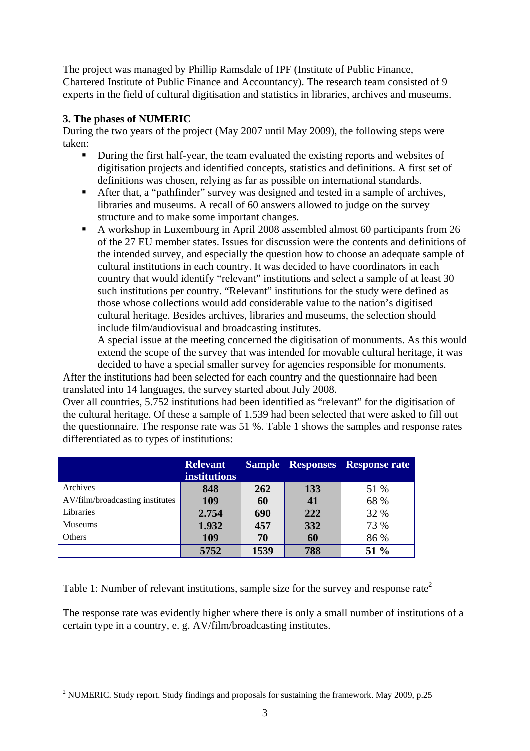The project was managed by Phillip Ramsdale of IPF (Institute of Public Finance, Chartered Institute of Public Finance and Accountancy). The research team consisted of 9 experts in the field of cultural digitisation and statistics in libraries, archives and museums.

**3. The phases of NUMERIC**

During the two years of the project (May 2007 until May 2009), the following steps were taken:

- During the first half-year, the team evaluated the existing reports and websites of digitisation projects and identified concepts, statistics and definitions. A first set of definitions was chosen, relying as far as possible on international standards.
- After that, a "pathfinder" survey was designed and tested in a sample of archives, libraries and museums. A recall of 60 answers allowed to judge on the survey structure and to make some important changes.
- A workshop in Luxembourg in April 2008 assembled almost 60 participants from 26 of the 27 EU member states. Issues for discussion were the contents and definitions of the intended survey, and especially the question how to choose an adequate sample of cultural institutions in each country. It was decided to have coordinators in each country that would identify "relevant" institutions and select a sample of at least 30 such institutions per country. "Relevant" institutions for the study were defined as those whose collections would add considerable value to the nation's digitised cultural heritage. Besides archives, libraries and museums, the selection should include film/audiovisual and broadcasting institutes.

  A special issue at the meeting concerned the digitisation of monuments. As this would extend the scope of the survey that was intended for movable cultural heritage, it was decided to have a special smaller survey for agencies responsible for monuments.

After the institutions had been selected for each country and the questionnaire had been translated into 14 languages, the survey started about July 2008.

Over all countries, 5.752 institutions had been identified as "relevant" for the digitisation of the cultural heritage. Of these a sample of 1.539 had been selected that were asked to fill out the questionnaire. The response rate was 51 %. Table 1 shows the samples and response rates differentiated as to types of institutions:

| | Relevant institutions | Sample | Responses | Response rate |
|---|---|---|---|---|
| Archives | 848 | 262 | 133 | 51 % |
| AV/film/broadcasting institutes | 109 | 60 | 41 | 68 % |
| Libraries | 2.754 | 690 | 222 | 32 % |
| Museums | 1.932 | 457 | 332 | 73 % |
| Others | 109 | 70 | 60 | 86 % |
| | 5752 | 1539 | 788 | 51 % |

Table 1: Number of relevant institutions, sample size for the survey and response rate[2]

The response rate was evidently higher where there is only a small number of institutions of a certain type in a country, e. g. AV/film/broadcasting institutes.

[2] NUMERIC. Study report. Study findings and proposals for sustaining the framework. May 2009, p.25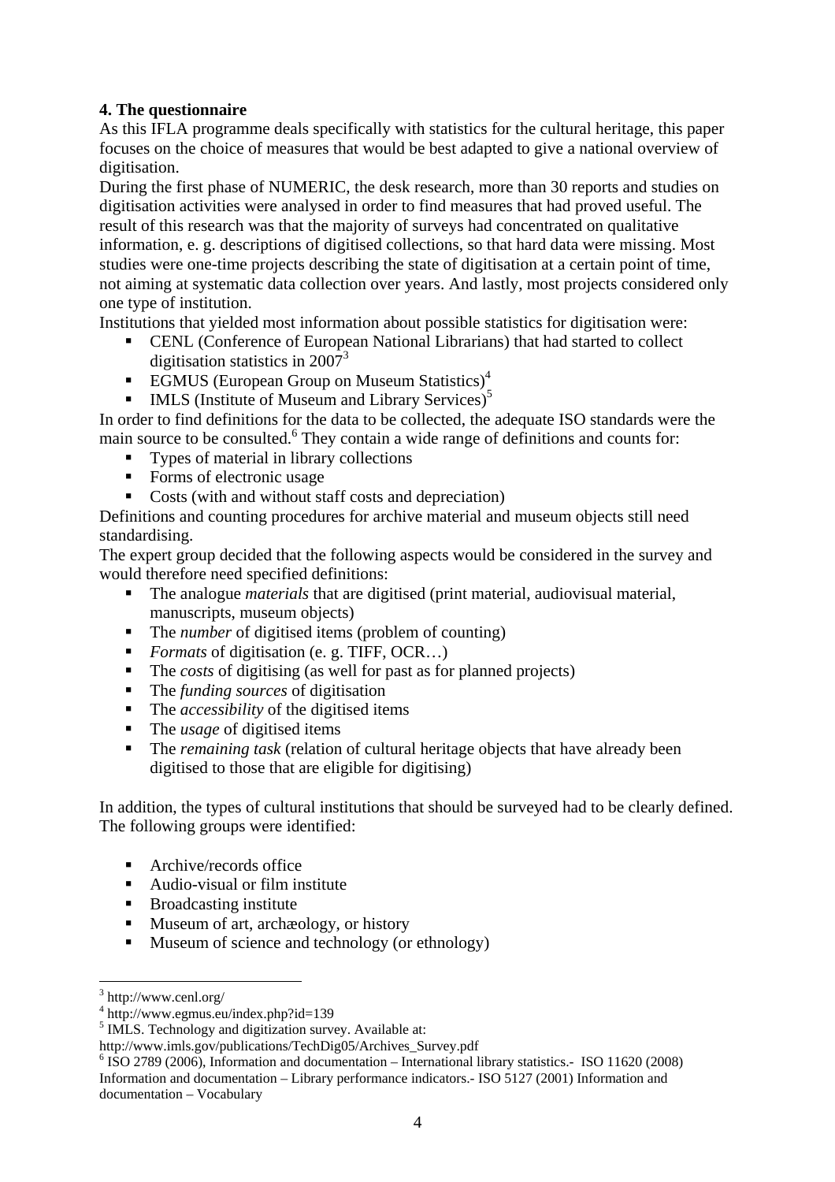**4. The questionnaire**

As this IFLA programme deals specifically with statistics for the cultural heritage, this paper focuses on the choice of measures that would be best adapted to give a national overview of digitisation.

During the first phase of NUMERIC, the desk research, more than 30 reports and studies on digitisation activities were analysed in order to find measures that had proved useful. The result of this research was that the majority of surveys had concentrated on qualitative information, e. g. descriptions of digitised collections, so that hard data were missing. Most studies were one-time projects describing the state of digitisation at a certain point of time, not aiming at systematic data collection over years. And lastly, most projects considered only one type of institution.

Institutions that yielded most information about possible statistics for digitisation were:

- CENL (Conference of European National Librarians) that had started to collect digitisation statistics in 2007[3]
- EGMUS (European Group on Museum Statistics)[4]
- IMLS (Institute of Museum and Library Services)[5]

In order to find definitions for the data to be collected, the adequate ISO standards were the main source to be consulted.[6] They contain a wide range of definitions and counts for:

- Types of material in library collections
- Forms of electronic usage
- Costs (with and without staff costs and depreciation)

Definitions and counting procedures for archive material and museum objects still need standardising.

The expert group decided that the following aspects would be considered in the survey and would therefore need specified definitions:

- The analogue *materials* that are digitised (print material, audiovisual material, manuscripts, museum objects)
- The *number* of digitised items (problem of counting)
- *Formats* of digitisation (e. g. TIFF, OCR…)
- The *costs* of digitising (as well for past as for planned projects)
- The *funding sources* of digitisation
- The *accessibility* of the digitised items
- The *usage* of digitised items
- The *remaining task* (relation of cultural heritage objects that have already been digitised to those that are eligible for digitising)

In addition, the types of cultural institutions that should be surveyed had to be clearly defined. The following groups were identified:

- Archive/records office
- Audio-visual or film institute
- Broadcasting institute
- Museum of art, archæology, or history
- Museum of science and technology (or ethnology)

---

[3] http://www.cenl.org/

[4] http://www.egmus.eu/index.php?id=139

[5] IMLS. Technology and digitization survey. Available at: http://www.imls.gov/publications/TechDig05/Archives_Survey.pdf

[6] ISO 2789 (2006), Information and documentation – International library statistics.- ISO 11620 (2008) Information and documentation – Library performance indicators.- ISO 5127 (2001) Information and documentation – Vocabulary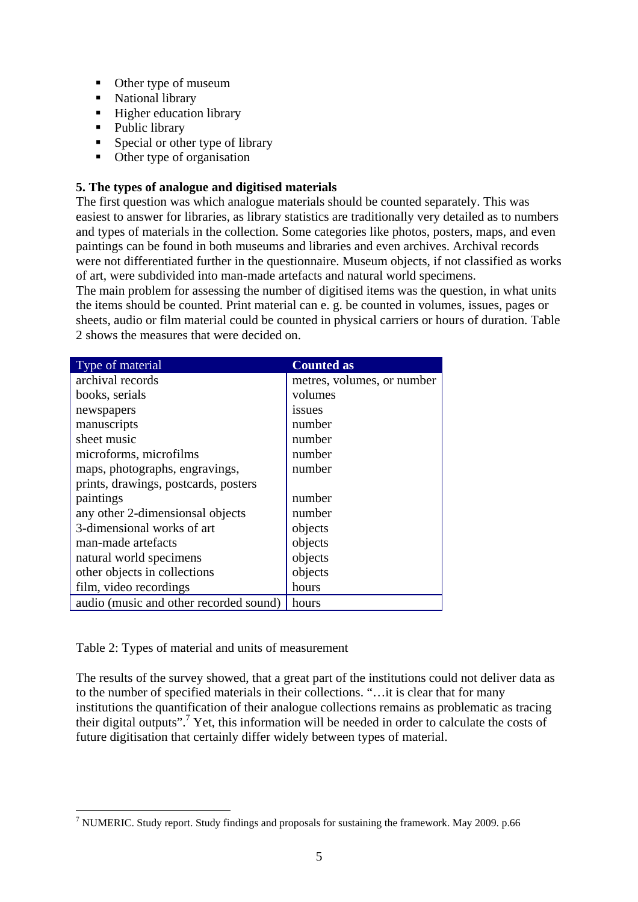- Other type of museum
- National library
- Higher education library
- Public library
- Special or other type of library
- Other type of organisation

**5. The types of analogue and digitised materials**

The first question was which analogue materials should be counted separately. This was easiest to answer for libraries, as library statistics are traditionally very detailed as to numbers and types of materials in the collection. Some categories like photos, posters, maps, and even paintings can be found in both museums and libraries and even archives. Archival records were not differentiated further in the questionnaire. Museum objects, if not classified as works of art, were subdivided into man-made artefacts and natural world specimens.

The main problem for assessing the number of digitised items was the question, in what units the items should be counted. Print material can e. g. be counted in volumes, issues, pages or sheets, audio or film material could be counted in physical carriers or hours of duration. Table 2 shows the measures that were decided on.

| Type of material | **Counted as** |
|---|---|
| archival records | metres, volumes, or number |
| books, serials | volumes |
| newspapers | issues |
| manuscripts | number |
| sheet music | number |
| microforms, microfilms | number |
| maps, photographs, engravings, prints, drawings, postcards, posters | number |
| paintings | number |
| any other 2-dimensionsal objects | number |
| 3-dimensional works of art | objects |
| man-made artefacts | objects |
| natural world specimens | objects |
| other objects in collections | objects |
| film, video recordings | hours |
| audio (music and other recorded sound) | hours |

Table 2: Types of material and units of measurement

The results of the survey showed, that a great part of the institutions could not deliver data as to the number of specified materials in their collections. "…it is clear that for many institutions the quantification of their analogue collections remains as problematic as tracing their digital outputs".[7] Yet, this information will be needed in order to calculate the costs of future digitisation that certainly differ widely between types of material.

[7] NUMERIC. Study report. Study findings and proposals for sustaining the framework. May 2009. p.66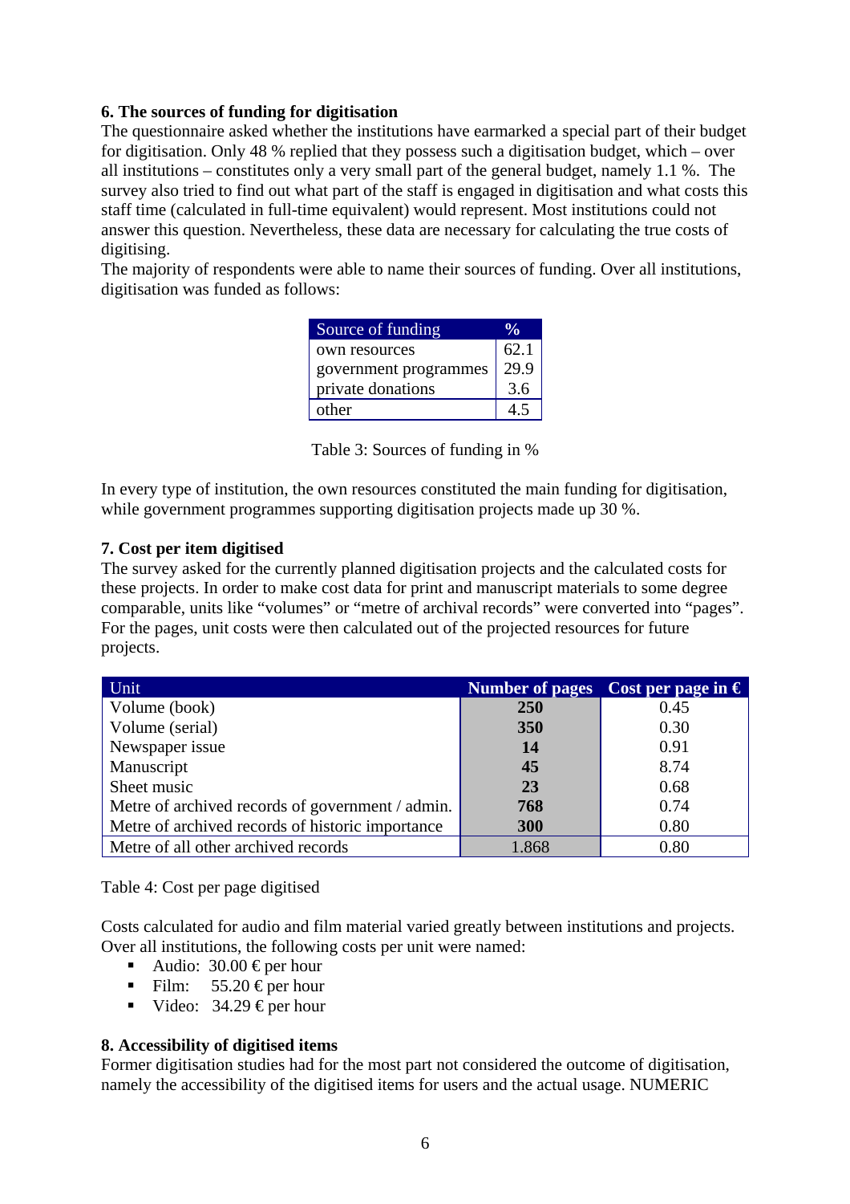### 6. The sources of funding for digitisation

The questionnaire asked whether the institutions have earmarked a special part of their budget for digitisation. Only 48 % replied that they possess such a digitisation budget, which – over all institutions – constitutes only a very small part of the general budget, namely 1.1 %. The survey also tried to find out what part of the staff is engaged in digitisation and what costs this staff time (calculated in full-time equivalent) would represent. Most institutions could not answer this question. Nevertheless, these data are necessary for calculating the true costs of digitising.

The majority of respondents were able to name their sources of funding. Over all institutions, digitisation was funded as follows:

| Source of funding | % |
|---|---|
| own resources | 62.1 |
| government programmes | 29.9 |
| private donations | 3.6 |
| other | 4.5 |

Table 3: Sources of funding in %

In every type of institution, the own resources constituted the main funding for digitisation, while government programmes supporting digitisation projects made up 30 %.

### 7. Cost per item digitised

The survey asked for the currently planned digitisation projects and the calculated costs for these projects. In order to make cost data for print and manuscript materials to some degree comparable, units like "volumes" or "metre of archival records" were converted into "pages". For the pages, unit costs were then calculated out of the projected resources for future projects.

| Unit | Number of pages | Cost per page in € |
|---|---|---|
| Volume (book) | **250** | 0.45 |
| Volume (serial) | **350** | 0.30 |
| Newspaper issue | **14** | 0.91 |
| Manuscript | **45** | 8.74 |
| Sheet music | **23** | 0.68 |
| Metre of archived records of government / admin. | **768** | 0.74 |
| Metre of archived records of historic importance | **300** | 0.80 |
| Metre of all other archived records | 1.868 | 0.80 |

Table 4: Cost per page digitised

Costs calculated for audio and film material varied greatly between institutions and projects. Over all institutions, the following costs per unit were named:

- Audio: 30.00 € per hour
- Film: 55.20 € per hour
- Video: 34.29 € per hour

### 8. Accessibility of digitised items

Former digitisation studies had for the most part not considered the outcome of digitisation, namely the accessibility of the digitised items for users and the actual usage. NUMERIC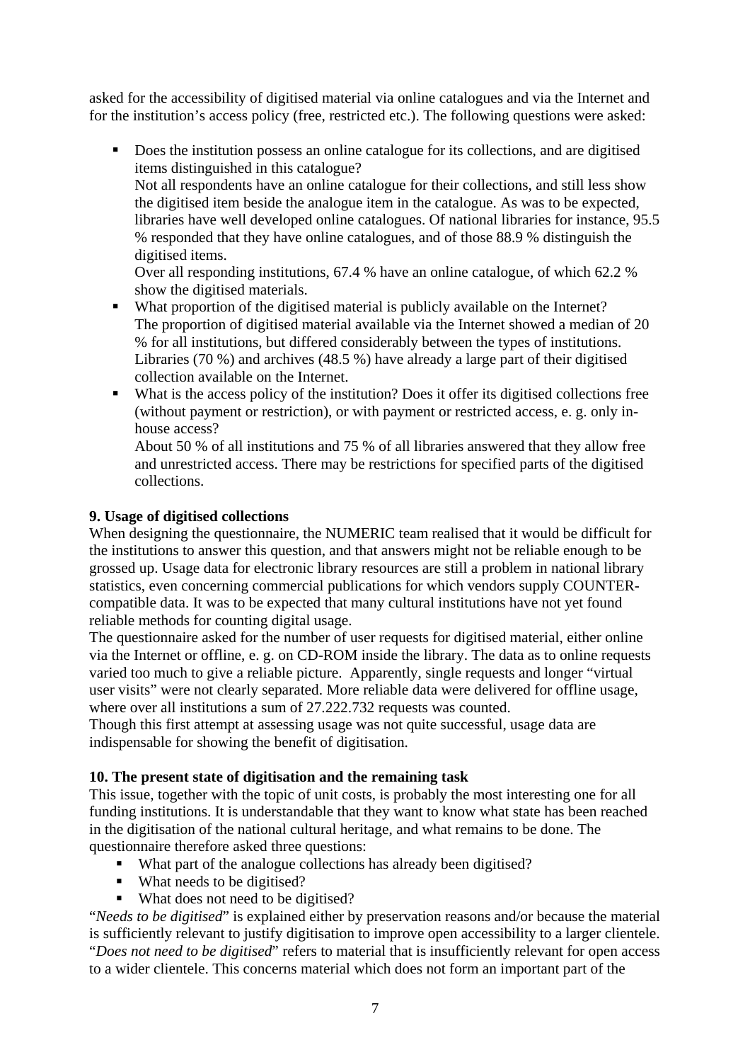asked for the accessibility of digitised material via online catalogues and via the Internet and for the institution's access policy (free, restricted etc.). The following questions were asked:

- Does the institution possess an online catalogue for its collections, and are digitised items distinguished in this catalogue?
  Not all respondents have an online catalogue for their collections, and still less show the digitised item beside the analogue item in the catalogue. As was to be expected, libraries have well developed online catalogues. Of national libraries for instance, 95.5 % responded that they have online catalogues, and of those 88.9 % distinguish the digitised items.
  Over all responding institutions, 67.4 % have an online catalogue, of which 62.2 % show the digitised materials.
- What proportion of the digitised material is publicly available on the Internet?
  The proportion of digitised material available via the Internet showed a median of 20 % for all institutions, but differed considerably between the types of institutions. Libraries (70 %) and archives (48.5 %) have already a large part of their digitised collection available on the Internet.
- What is the access policy of the institution? Does it offer its digitised collections free (without payment or restriction), or with payment or restricted access, e. g. only in-house access?
  About 50 % of all institutions and 75 % of all libraries answered that they allow free and unrestricted access. There may be restrictions for specified parts of the digitised collections.

**9. Usage of digitised collections**

When designing the questionnaire, the NUMERIC team realised that it would be difficult for the institutions to answer this question, and that answers might not be reliable enough to be grossed up. Usage data for electronic library resources are still a problem in national library statistics, even concerning commercial publications for which vendors supply COUNTER-compatible data. It was to be expected that many cultural institutions have not yet found reliable methods for counting digital usage.

The questionnaire asked for the number of user requests for digitised material, either online via the Internet or offline, e. g. on CD-ROM inside the library. The data as to online requests varied too much to give a reliable picture. Apparently, single requests and longer "virtual user visits" were not clearly separated. More reliable data were delivered for offline usage, where over all institutions a sum of 27.222.732 requests was counted.

Though this first attempt at assessing usage was not quite successful, usage data are indispensable for showing the benefit of digitisation.

**10. The present state of digitisation and the remaining task**

This issue, together with the topic of unit costs, is probably the most interesting one for all funding institutions. It is understandable that they want to know what state has been reached in the digitisation of the national cultural heritage, and what remains to be done. The questionnaire therefore asked three questions:

- What part of the analogue collections has already been digitised?
- What needs to be digitised?
- What does not need to be digitised?

"*Needs to be digitised*" is explained either by preservation reasons and/or because the material is sufficiently relevant to justify digitisation to improve open accessibility to a larger clientele. "*Does not need to be digitised*" refers to material that is insufficiently relevant for open access to a wider clientele. This concerns material which does not form an important part of the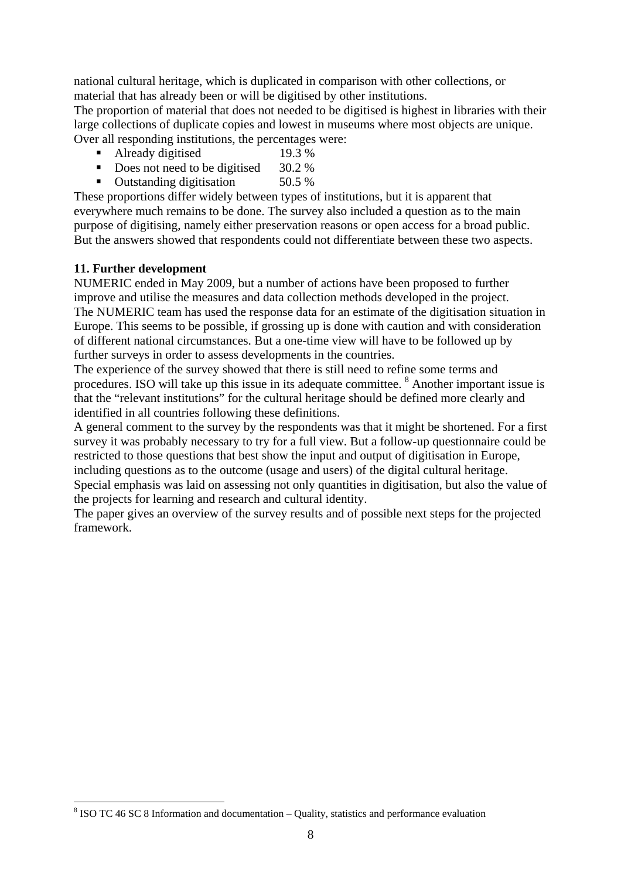national cultural heritage, which is duplicated in comparison with other collections, or material that has already been or will be digitised by other institutions.
The proportion of material that does not needed to be digitised is highest in libraries with their large collections of duplicate copies and lowest in museums where most objects are unique. Over all responding institutions, the percentages were:

- Already digitised 19.3 %
- Does not need to be digitised 30.2 %
- Outstanding digitisation 50.5 %

These proportions differ widely between types of institutions, but it is apparent that everywhere much remains to be done. The survey also included a question as to the main purpose of digitising, namely either preservation reasons or open access for a broad public. But the answers showed that respondents could not differentiate between these two aspects.

**11. Further development**

NUMERIC ended in May 2009, but a number of actions have been proposed to further improve and utilise the measures and data collection methods developed in the project.
The NUMERIC team has used the response data for an estimate of the digitisation situation in Europe. This seems to be possible, if grossing up is done with caution and with consideration of different national circumstances. But a one-time view will have to be followed up by further surveys in order to assess developments in the countries.
The experience of the survey showed that there is still need to refine some terms and procedures. ISO will take up this issue in its adequate committee. [8] Another important issue is that the "relevant institutions" for the cultural heritage should be defined more clearly and identified in all countries following these definitions.
A general comment to the survey by the respondents was that it might be shortened. For a first survey it was probably necessary to try for a full view. But a follow-up questionnaire could be restricted to those questions that best show the input and output of digitisation in Europe, including questions as to the outcome (usage and users) of the digital cultural heritage.
Special emphasis was laid on assessing not only quantities in digitisation, but also the value of the projects for learning and research and cultural identity.
The paper gives an overview of the survey results and of possible next steps for the projected framework.

[8] ISO TC 46 SC 8 Information and documentation – Quality, statistics and performance evaluation